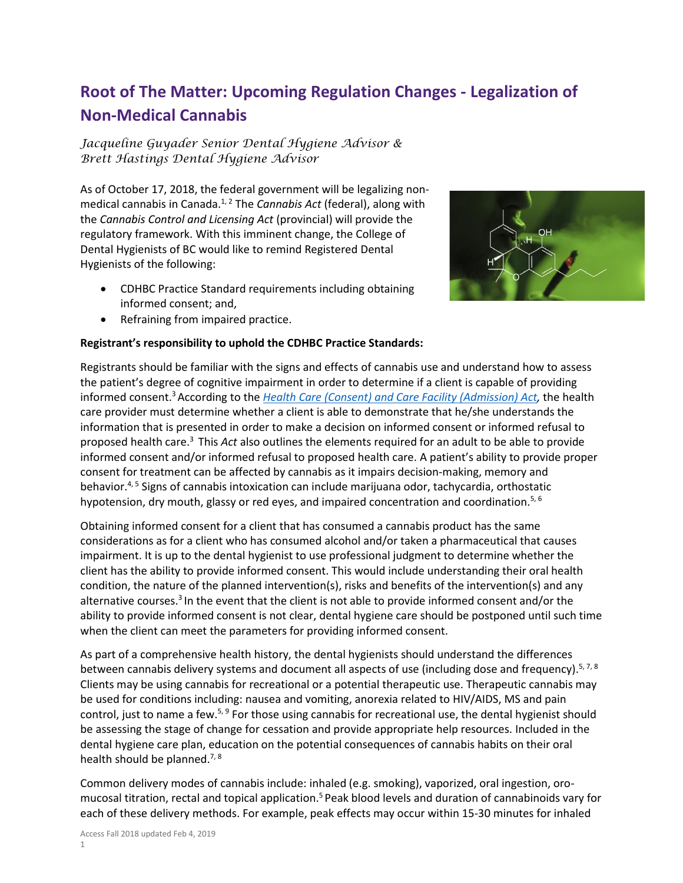# Root of The Matter: Upcoming Regulation Changes - Legalization of Non-Medical Cannabis

*Jacqueline Guyader Senior Dental Hygiene Advisor & Brett Hastings Dental Hygiene Advisor*

As of October 17, 2018, the federal government will be legalizing non-medical cannabis in Canada.[1, 2] The *Cannabis Act* (federal), along with the *Cannabis Control and Licensing Act* (provincial) will provide the regulatory framework. With this imminent change, the College of Dental Hygienists of BC would like to remind Registered Dental Hygienists of the following:

- CDHBC Practice Standard requirements including obtaining informed consent; and,
- Refraining from impaired practice.

**Registrant's responsibility to uphold the CDHBC Practice Standards:**

Registrants should be familiar with the signs and effects of cannabis use and understand how to assess the patient's degree of cognitive impairment in order to determine if a client is capable of providing informed consent.[3] According to the *Health Care (Consent) and Care Facility (Admission) Act,* the health care provider must determine whether a client is able to demonstrate that he/she understands the information that is presented in order to make a decision on informed consent or informed refusal to proposed health care.[3] This *Act* also outlines the elements required for an adult to be able to provide informed consent and/or informed refusal to proposed health care. A patient's ability to provide proper consent for treatment can be affected by cannabis as it impairs decision-making, memory and behavior.[4, 5] Signs of cannabis intoxication can include marijuana odor, tachycardia, orthostatic hypotension, dry mouth, glassy or red eyes, and impaired concentration and coordination.[5, 6]

Obtaining informed consent for a client that has consumed a cannabis product has the same considerations as for a client who has consumed alcohol and/or taken a pharmaceutical that causes impairment. It is up to the dental hygienist to use professional judgment to determine whether the client has the ability to provide informed consent. This would include understanding their oral health condition, the nature of the planned intervention(s), risks and benefits of the intervention(s) and any alternative courses.[3] In the event that the client is not able to provide informed consent and/or the ability to provide informed consent is not clear, dental hygiene care should be postponed until such time when the client can meet the parameters for providing informed consent.

As part of a comprehensive health history, the dental hygienists should understand the differences between cannabis delivery systems and document all aspects of use (including dose and frequency).[5, 7, 8] Clients may be using cannabis for recreational or a potential therapeutic use. Therapeutic cannabis may be used for conditions including: nausea and vomiting, anorexia related to HIV/AIDS, MS and pain control, just to name a few.[5, 9] For those using cannabis for recreational use, the dental hygienist should be assessing the stage of change for cessation and provide appropriate help resources. Included in the dental hygiene care plan, education on the potential consequences of cannabis habits on their oral health should be planned.[7, 8]

Common delivery modes of cannabis include: inhaled (e.g. smoking), vaporized, oral ingestion, oro-mucosal titration, rectal and topical application.[5] Peak blood levels and duration of cannabinoids vary for each of these delivery methods. For example, peak effects may occur within 15-30 minutes for inhaled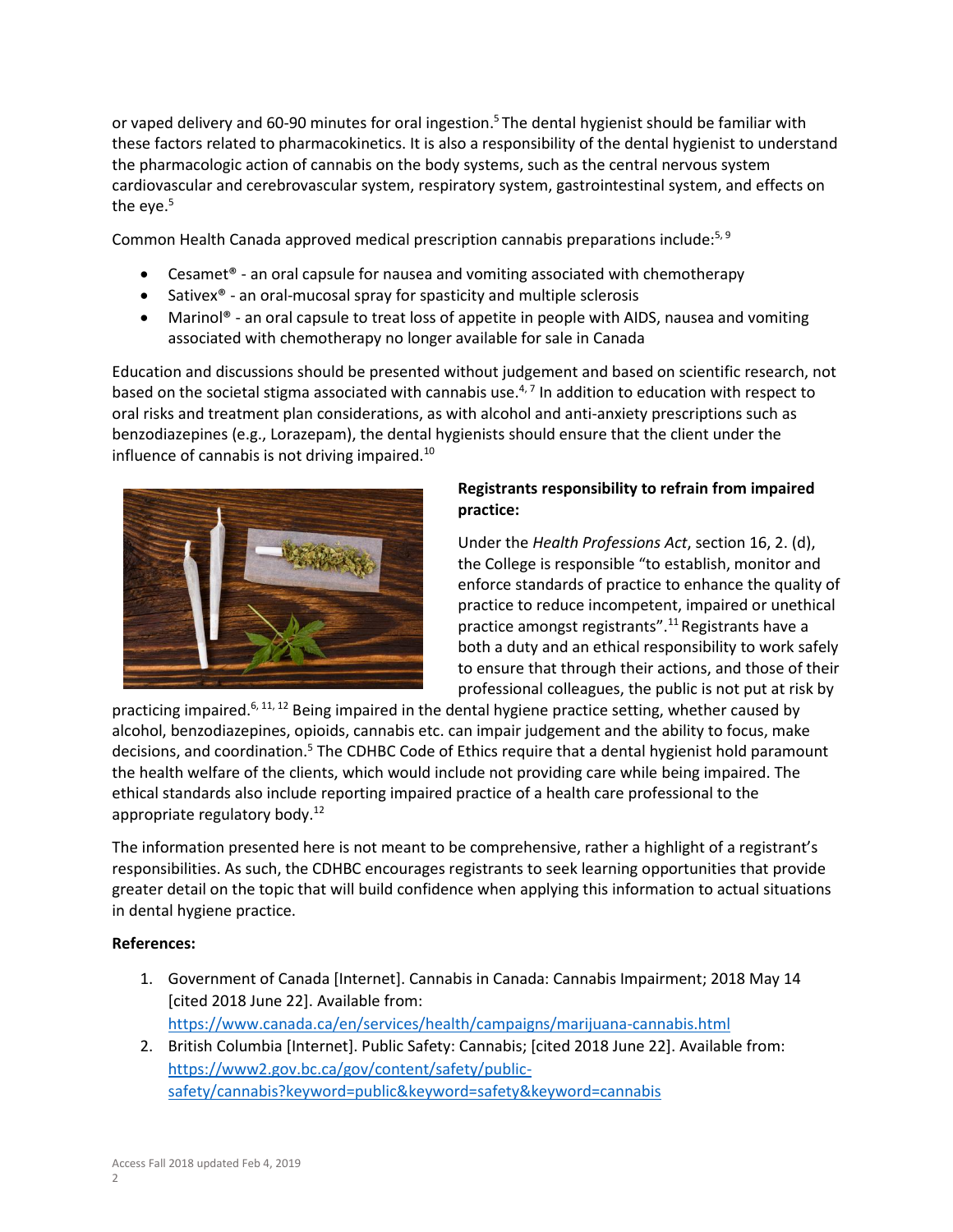or vaped delivery and 60-90 minutes for oral ingestion.[5] The dental hygienist should be familiar with these factors related to pharmacokinetics. It is also a responsibility of the dental hygienist to understand the pharmacologic action of cannabis on the body systems, such as the central nervous system cardiovascular and cerebrovascular system, respiratory system, gastrointestinal system, and effects on the eye.[5]

Common Health Canada approved medical prescription cannabis preparations include:[5, 9]

- Cesamet® - an oral capsule for nausea and vomiting associated with chemotherapy
- Sativex® - an oral-mucosal spray for spasticity and multiple sclerosis
- Marinol® - an oral capsule to treat loss of appetite in people with AIDS, nausea and vomiting associated with chemotherapy no longer available for sale in Canada

Education and discussions should be presented without judgement and based on scientific research, not based on the societal stigma associated with cannabis use.[4, 7] In addition to education with respect to oral risks and treatment plan considerations, as with alcohol and anti-anxiety prescriptions such as benzodiazepines (e.g., Lorazepam), the dental hygienists should ensure that the client under the influence of cannabis is not driving impaired.[10]

**Registrants responsibility to refrain from impaired practice:**

Under the *Health Professions Act*, section 16, 2. (d), the College is responsible "to establish, monitor and enforce standards of practice to enhance the quality of practice to reduce incompetent, impaired or unethical practice amongst registrants".[11] Registrants have a both a duty and an ethical responsibility to work safely to ensure that through their actions, and those of their professional colleagues, the public is not put at risk by practicing impaired.[6, 11, 12] Being impaired in the dental hygiene practice setting, whether caused by alcohol, benzodiazepines, opioids, cannabis etc. can impair judgement and the ability to focus, make decisions, and coordination.[5] The CDHBC Code of Ethics require that a dental hygienist hold paramount the health welfare of the clients, which would include not providing care while being impaired. The ethical standards also include reporting impaired practice of a health care professional to the appropriate regulatory body.[12]

The information presented here is not meant to be comprehensive, rather a highlight of a registrant's responsibilities. As such, the CDHBC encourages registrants to seek learning opportunities that provide greater detail on the topic that will build confidence when applying this information to actual situations in dental hygiene practice.

**References:**

1. Government of Canada [Internet]. Cannabis in Canada: Cannabis Impairment; 2018 May 14 [cited 2018 June 22]. Available from: https://www.canada.ca/en/services/health/campaigns/marijuana-cannabis.html
2. British Columbia [Internet]. Public Safety: Cannabis; [cited 2018 June 22]. Available from: https://www2.gov.bc.ca/gov/content/safety/public-safety/cannabis?keyword=public&keyword=safety&keyword=cannabis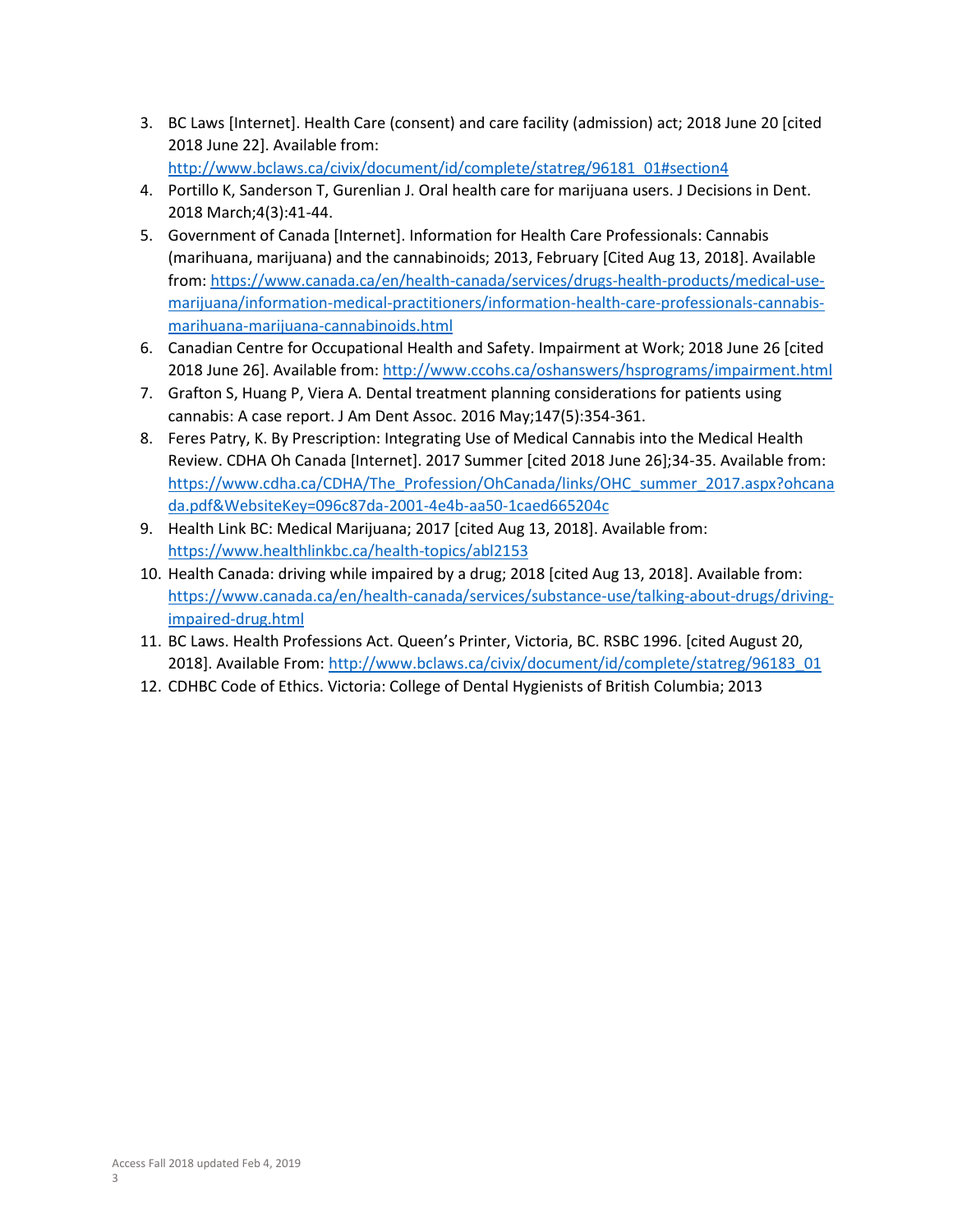3. BC Laws [Internet]. Health Care (consent) and care facility (admission) act; 2018 June 20 [cited 2018 June 22]. Available from: http://www.bclaws.ca/civix/document/id/complete/statreg/96181_01#section4
4. Portillo K, Sanderson T, Gurenlian J. Oral health care for marijuana users. J Decisions in Dent. 2018 March;4(3):41-44.
5. Government of Canada [Internet]. Information for Health Care Professionals: Cannabis (marihuana, marijuana) and the cannabinoids; 2013, February [Cited Aug 13, 2018]. Available from: https://www.canada.ca/en/health-canada/services/drugs-health-products/medical-use-marijuana/information-medical-practitioners/information-health-care-professionals-cannabis-marihuana-marijuana-cannabinoids.html
6. Canadian Centre for Occupational Health and Safety. Impairment at Work; 2018 June 26 [cited 2018 June 26]. Available from: http://www.ccohs.ca/oshanswers/hsprograms/impairment.html
7. Grafton S, Huang P, Viera A. Dental treatment planning considerations for patients using cannabis: A case report. J Am Dent Assoc. 2016 May;147(5):354-361.
8. Feres Patry, K. By Prescription: Integrating Use of Medical Cannabis into the Medical Health Review. CDHA Oh Canada [Internet]. 2017 Summer [cited 2018 June 26];34-35. Available from: https://www.cdha.ca/CDHA/The_Profession/OhCanada/links/OHC_summer_2017.aspx?ohcanada.pdf&WebsiteKey=096c87da-2001-4e4b-aa50-1caed665204c
9. Health Link BC: Medical Marijuana; 2017 [cited Aug 13, 2018]. Available from: https://www.healthlinkbc.ca/health-topics/abl2153
10. Health Canada: driving while impaired by a drug; 2018 [cited Aug 13, 2018]. Available from: https://www.canada.ca/en/health-canada/services/substance-use/talking-about-drugs/driving-impaired-drug.html
11. BC Laws. Health Professions Act. Queen's Printer, Victoria, BC. RSBC 1996. [cited August 20, 2018]. Available From: http://www.bclaws.ca/civix/document/id/complete/statreg/96183_01
12. CDHBC Code of Ethics. Victoria: College of Dental Hygienists of British Columbia; 2013